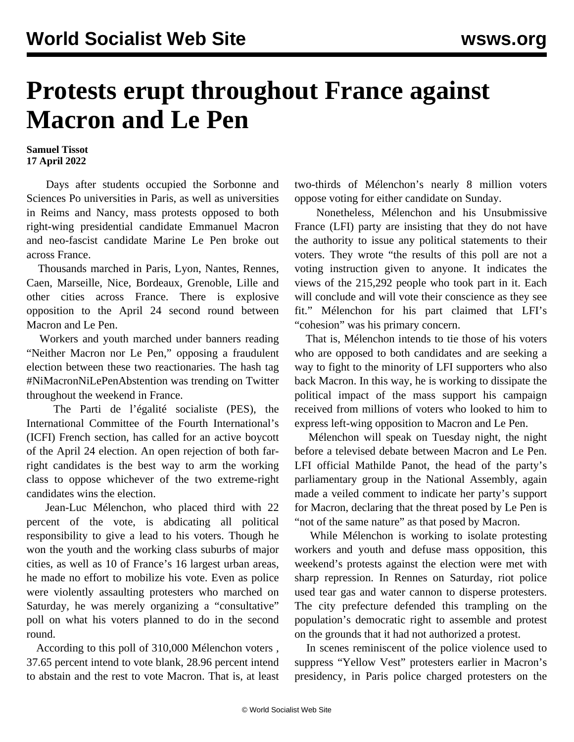# Protests erupt throughout France against Macron and Le Pen

**Samuel Tissot**
**17 April 2022**

Days after students occupied the Sorbonne and Sciences Po universities in Paris, as well as universities in Reims and Nancy, mass protests opposed to both right-wing presidential candidate Emmanuel Macron and neo-fascist candidate Marine Le Pen broke out across France.

Thousands marched in Paris, Lyon, Nantes, Rennes, Caen, Marseille, Nice, Bordeaux, Grenoble, Lille and other cities across France. There is explosive opposition to the April 24 second round between Macron and Le Pen.

Workers and youth marched under banners reading "Neither Macron nor Le Pen," opposing a fraudulent election between these two reactionaries. The hash tag #NiMacronNiLePenAbstention was trending on Twitter throughout the weekend in France.

The Parti de l'égalité socialiste (PES), the International Committee of the Fourth International's (ICFI) French section, has called for an active boycott of the April 24 election. An open rejection of both far-right candidates is the best way to arm the working class to oppose whichever of the two extreme-right candidates wins the election.

Jean-Luc Mélenchon, who placed third with 22 percent of the vote, is abdicating all political responsibility to give a lead to his voters. Though he won the youth and the working class suburbs of major cities, as well as 10 of France's 16 largest urban areas, he made no effort to mobilize his vote. Even as police were violently assaulting protesters who marched on Saturday, he was merely organizing a "consultative" poll on what his voters planned to do in the second round.

According to this poll of 310,000 Mélenchon voters , 37.65 percent intend to vote blank, 28.96 percent intend to abstain and the rest to vote Macron. That is, at least two-thirds of Mélenchon's nearly 8 million voters oppose voting for either candidate on Sunday.

Nonetheless, Mélenchon and his Unsubmissive France (LFI) party are insisting that they do not have the authority to issue any political statements to their voters. They wrote "the results of this poll are not a voting instruction given to anyone. It indicates the views of the 215,292 people who took part in it. Each will conclude and will vote their conscience as they see fit." Mélenchon for his part claimed that LFI's "cohesion" was his primary concern.

That is, Mélenchon intends to tie those of his voters who are opposed to both candidates and are seeking a way to fight to the minority of LFI supporters who also back Macron. In this way, he is working to dissipate the political impact of the mass support his campaign received from millions of voters who looked to him to express left-wing opposition to Macron and Le Pen.

Mélenchon will speak on Tuesday night, the night before a televised debate between Macron and Le Pen. LFI official Mathilde Panot, the head of the party's parliamentary group in the National Assembly, again made a veiled comment to indicate her party's support for Macron, declaring that the threat posed by Le Pen is "not of the same nature" as that posed by Macron.

While Mélenchon is working to isolate protesting workers and youth and defuse mass opposition, this weekend's protests against the election were met with sharp repression. In Rennes on Saturday, riot police used tear gas and water cannon to disperse protesters. The city prefecture defended this trampling on the population's democratic right to assemble and protest on the grounds that it had not authorized a protest.

In scenes reminiscent of the police violence used to suppress "Yellow Vest" protesters earlier in Macron's presidency, in Paris police charged protesters on the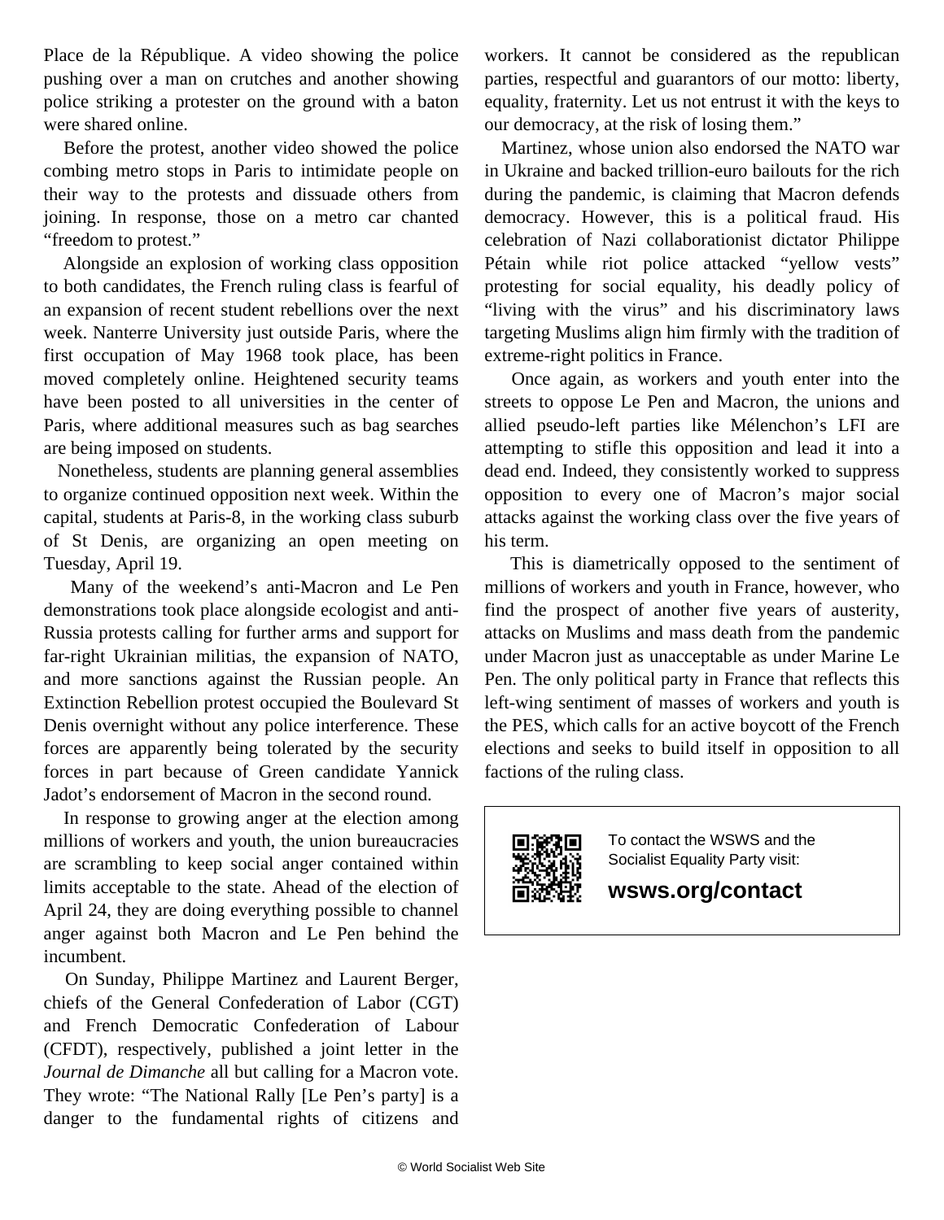Place de la République. A video showing the police pushing over a man on crutches and another showing police striking a protester on the ground with a baton were shared online.

Before the protest, another video showed the police combing metro stops in Paris to intimidate people on their way to the protests and dissuade others from joining. In response, those on a metro car chanted "freedom to protest."

Alongside an explosion of working class opposition to both candidates, the French ruling class is fearful of an expansion of recent student rebellions over the next week. Nanterre University just outside Paris, where the first occupation of May 1968 took place, has been moved completely online. Heightened security teams have been posted to all universities in the center of Paris, where additional measures such as bag searches are being imposed on students.

Nonetheless, students are planning general assemblies to organize continued opposition next week. Within the capital, students at Paris-8, in the working class suburb of St Denis, are organizing an open meeting on Tuesday, April 19.

Many of the weekend's anti-Macron and Le Pen demonstrations took place alongside ecologist and anti-Russia protests calling for further arms and support for far-right Ukrainian militias, the expansion of NATO, and more sanctions against the Russian people. An Extinction Rebellion protest occupied the Boulevard St Denis overnight without any police interference. These forces are apparently being tolerated by the security forces in part because of Green candidate Yannick Jadot's endorsement of Macron in the second round.

In response to growing anger at the election among millions of workers and youth, the union bureaucracies are scrambling to keep social anger contained within limits acceptable to the state. Ahead of the election of April 24, they are doing everything possible to channel anger against both Macron and Le Pen behind the incumbent.

On Sunday, Philippe Martinez and Laurent Berger, chiefs of the General Confederation of Labor (CGT) and French Democratic Confederation of Labour (CFDT), respectively, published a joint letter in the *Journal de Dimanche* all but calling for a Macron vote. They wrote: "The National Rally [Le Pen's party] is a danger to the fundamental rights of citizens and workers. It cannot be considered as the republican parties, respectful and guarantors of our motto: liberty, equality, fraternity. Let us not entrust it with the keys to our democracy, at the risk of losing them."

Martinez, whose union also endorsed the NATO war in Ukraine and backed trillion-euro bailouts for the rich during the pandemic, is claiming that Macron defends democracy. However, this is a political fraud. His celebration of Nazi collaborationist dictator Philippe Pétain while riot police attacked "yellow vests" protesting for social equality, his deadly policy of "living with the virus" and his discriminatory laws targeting Muslims align him firmly with the tradition of extreme-right politics in France.

Once again, as workers and youth enter into the streets to oppose Le Pen and Macron, the unions and allied pseudo-left parties like Mélenchon's LFI are attempting to stifle this opposition and lead it into a dead end. Indeed, they consistently worked to suppress opposition to every one of Macron's major social attacks against the working class over the five years of his term.

This is diametrically opposed to the sentiment of millions of workers and youth in France, however, who find the prospect of another five years of austerity, attacks on Muslims and mass death from the pandemic under Macron just as unacceptable as under Marine Le Pen. The only political party in France that reflects this left-wing sentiment of masses of workers and youth is the PES, which calls for an active boycott of the French elections and seeks to build itself in opposition to all factions of the ruling class.

To contact the WSWS and the Socialist Equality Party visit:

**wsws.org/contact**